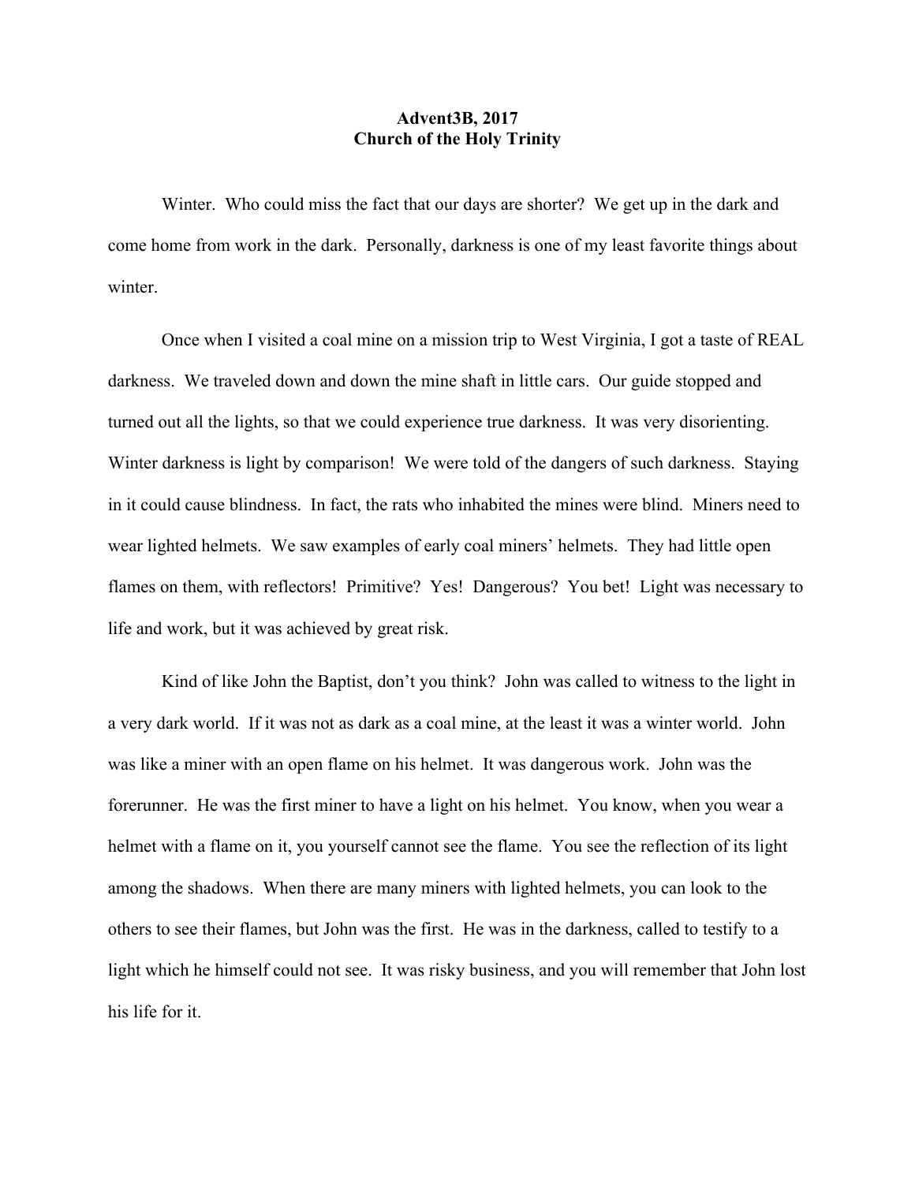**Advent3B, 2017**
**Church of the Holy Trinity**

Winter. Who could miss the fact that our days are shorter? We get up in the dark and come home from work in the dark. Personally, darkness is one of my least favorite things about winter.

Once when I visited a coal mine on a mission trip to West Virginia, I got a taste of REAL darkness. We traveled down and down the mine shaft in little cars. Our guide stopped and turned out all the lights, so that we could experience true darkness. It was very disorienting. Winter darkness is light by comparison! We were told of the dangers of such darkness. Staying in it could cause blindness. In fact, the rats who inhabited the mines were blind. Miners need to wear lighted helmets. We saw examples of early coal miners' helmets. They had little open flames on them, with reflectors! Primitive? Yes! Dangerous? You bet! Light was necessary to life and work, but it was achieved by great risk.

Kind of like John the Baptist, don't you think? John was called to witness to the light in a very dark world. If it was not as dark as a coal mine, at the least it was a winter world. John was like a miner with an open flame on his helmet. It was dangerous work. John was the forerunner. He was the first miner to have a light on his helmet. You know, when you wear a helmet with a flame on it, you yourself cannot see the flame. You see the reflection of its light among the shadows. When there are many miners with lighted helmets, you can look to the others to see their flames, but John was the first. He was in the darkness, called to testify to a light which he himself could not see. It was risky business, and you will remember that John lost his life for it.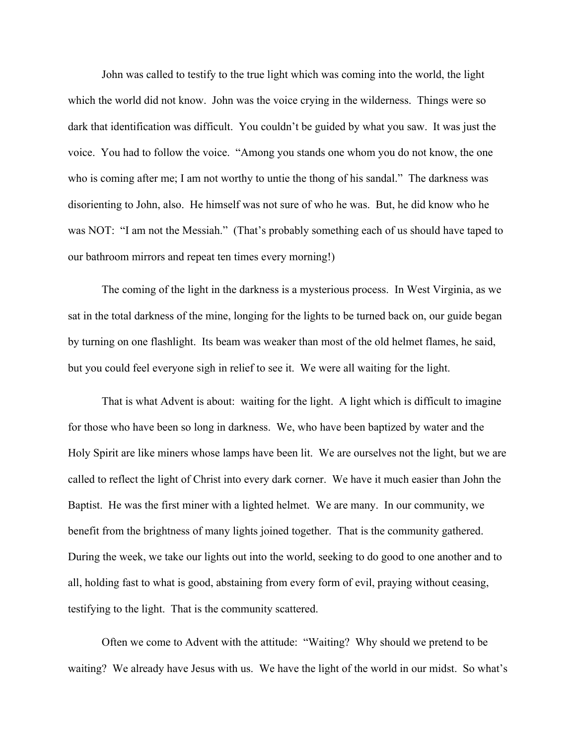John was called to testify to the true light which was coming into the world, the light which the world did not know. John was the voice crying in the wilderness. Things were so dark that identification was difficult. You couldn't be guided by what you saw. It was just the voice. You had to follow the voice. "Among you stands one whom you do not know, the one who is coming after me; I am not worthy to untie the thong of his sandal." The darkness was disorienting to John, also. He himself was not sure of who he was. But, he did know who he was NOT: "I am not the Messiah." (That's probably something each of us should have taped to our bathroom mirrors and repeat ten times every morning!)

The coming of the light in the darkness is a mysterious process. In West Virginia, as we sat in the total darkness of the mine, longing for the lights to be turned back on, our guide began by turning on one flashlight. Its beam was weaker than most of the old helmet flames, he said, but you could feel everyone sigh in relief to see it. We were all waiting for the light.

That is what Advent is about: waiting for the light. A light which is difficult to imagine for those who have been so long in darkness. We, who have been baptized by water and the Holy Spirit are like miners whose lamps have been lit. We are ourselves not the light, but we are called to reflect the light of Christ into every dark corner. We have it much easier than John the Baptist. He was the first miner with a lighted helmet. We are many. In our community, we benefit from the brightness of many lights joined together. That is the community gathered. During the week, we take our lights out into the world, seeking to do good to one another and to all, holding fast to what is good, abstaining from every form of evil, praying without ceasing, testifying to the light. That is the community scattered.

Often we come to Advent with the attitude: "Waiting? Why should we pretend to be waiting? We already have Jesus with us. We have the light of the world in our midst. So what's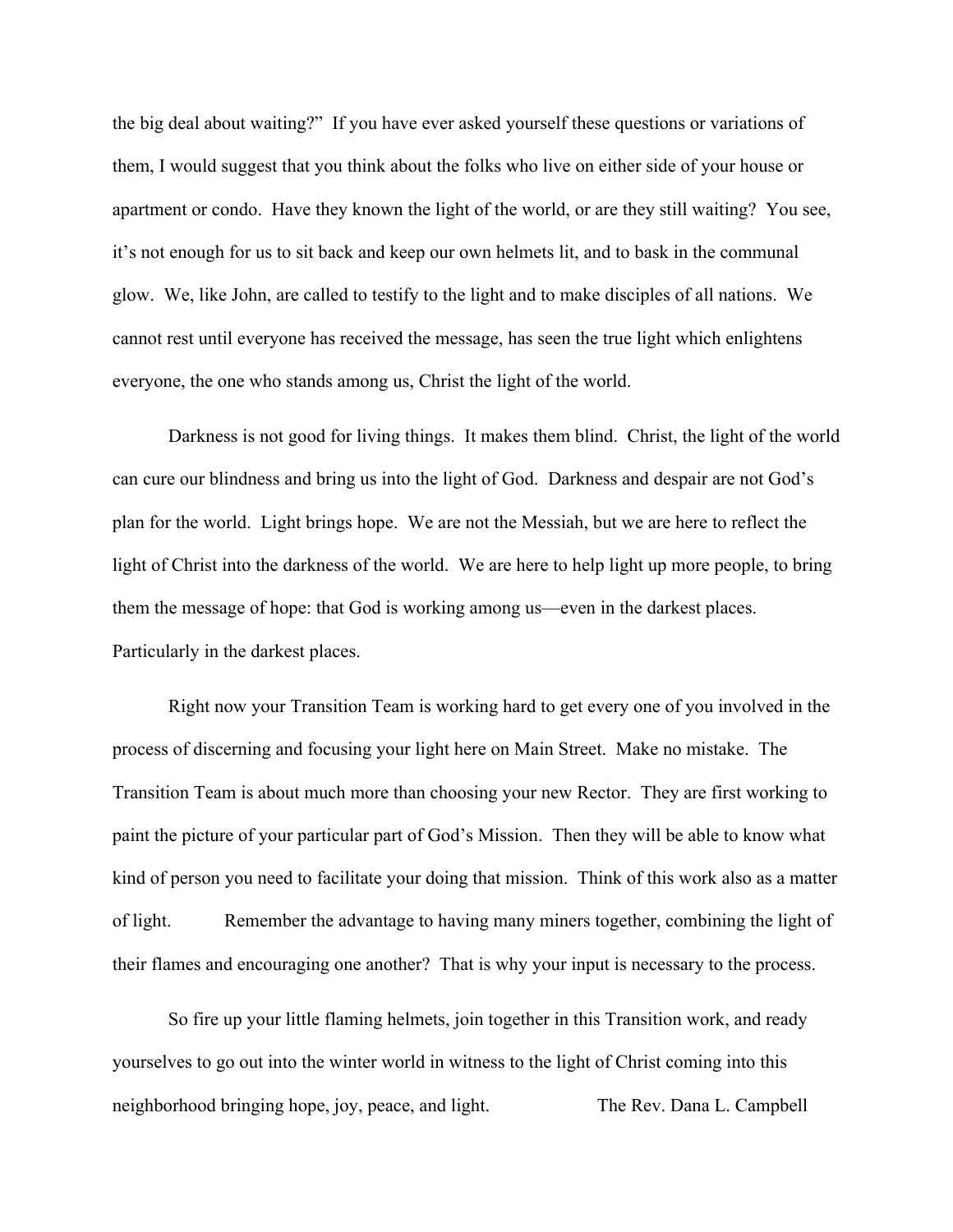the big deal about waiting?" If you have ever asked yourself these questions or variations of them, I would suggest that you think about the folks who live on either side of your house or apartment or condo. Have they known the light of the world, or are they still waiting? You see, it's not enough for us to sit back and keep our own helmets lit, and to bask in the communal glow. We, like John, are called to testify to the light and to make disciples of all nations. We cannot rest until everyone has received the message, has seen the true light which enlightens everyone, the one who stands among us, Christ the light of the world.

Darkness is not good for living things. It makes them blind. Christ, the light of the world can cure our blindness and bring us into the light of God. Darkness and despair are not God's plan for the world. Light brings hope. We are not the Messiah, but we are here to reflect the light of Christ into the darkness of the world. We are here to help light up more people, to bring them the message of hope: that God is working among us—even in the darkest places. Particularly in the darkest places.

Right now your Transition Team is working hard to get every one of you involved in the process of discerning and focusing your light here on Main Street. Make no mistake. The Transition Team is about much more than choosing your new Rector. They are first working to paint the picture of your particular part of God's Mission. Then they will be able to know what kind of person you need to facilitate your doing that mission. Think of this work also as a matter of light. Remember the advantage to having many miners together, combining the light of their flames and encouraging one another? That is why your input is necessary to the process.

So fire up your little flaming helmets, join together in this Transition work, and ready yourselves to go out into the winter world in witness to the light of Christ coming into this neighborhood bringing hope, joy, peace, and light.

The Rev. Dana L. Campbell